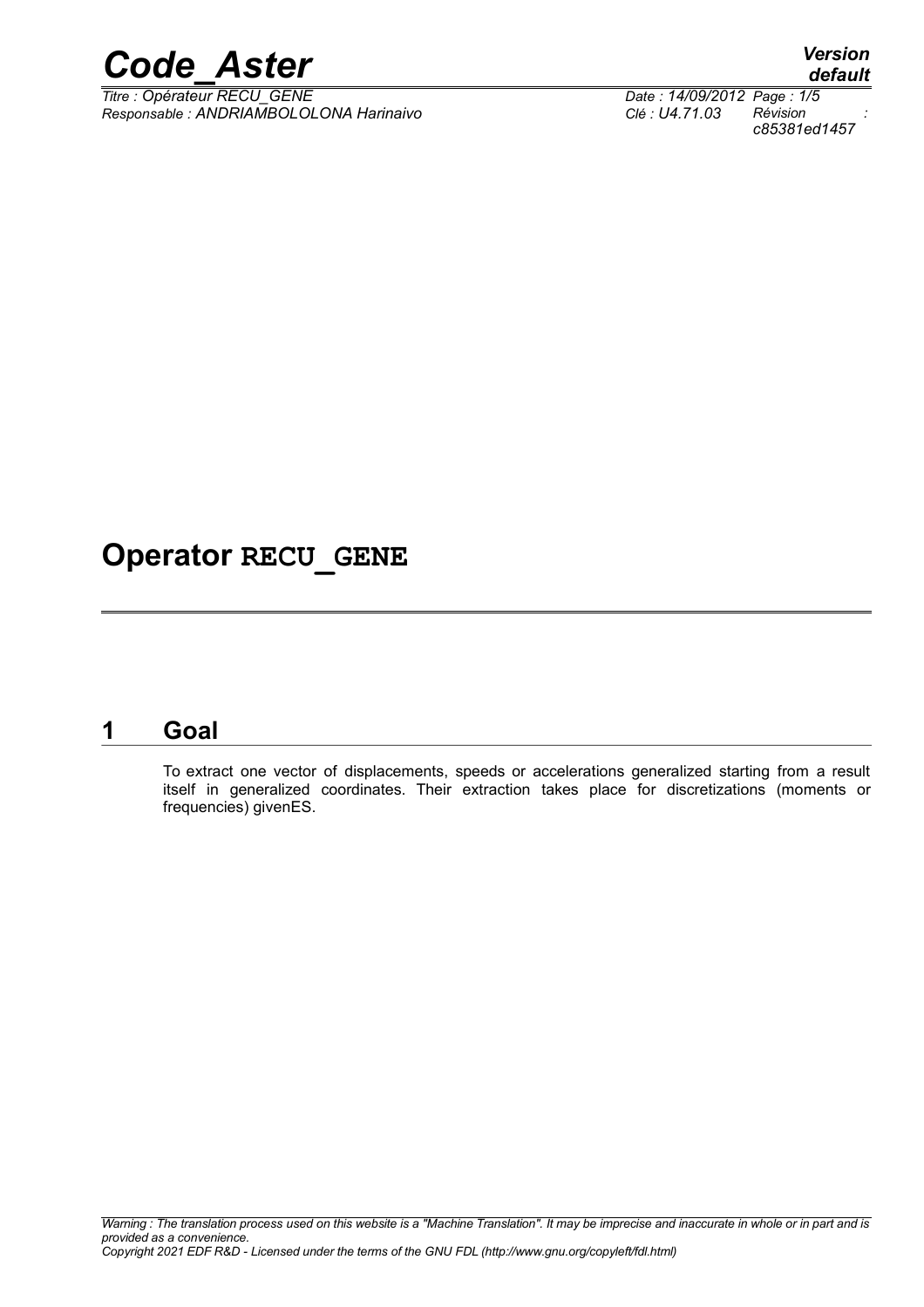# Operator RECU_GENE

## 1 Goal

To extract one vector of displacements, speeds or accelerations generalized starting from a result itself in generalized coordinates. Their extraction takes place for discretizations (moments or frequencies) givenES.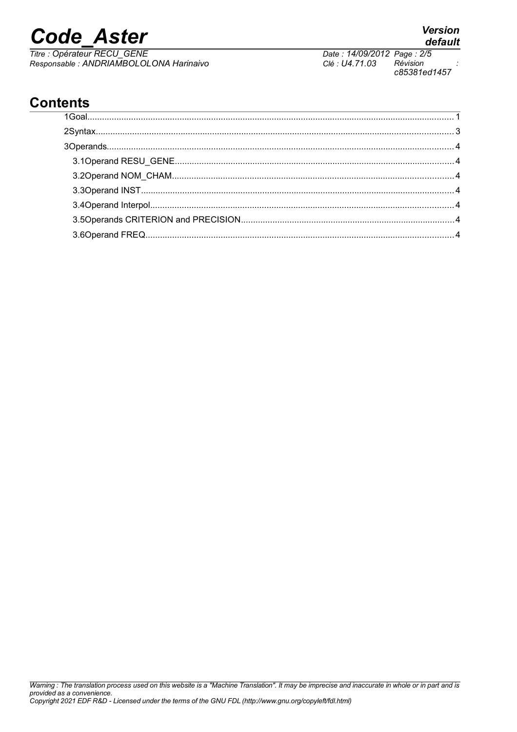## Contents

1Goal........................................................................................................................................ 1

2Syntax...................................................................................................................................... 3

3Operands.................................................................................................................................. 4

3.1Operand RESU_GENE.......................................................................................................... 4

3.2Operand NOM_CHAM........................................................................................................... 4

3.3Operand INST....................................................................................................................... 4

3.4Operand Interpol.................................................................................................................... 4

3.5Operands CRITERION and PRECISION............................................................................... 4

3.6Operand FREQ...................................................................................................................... 4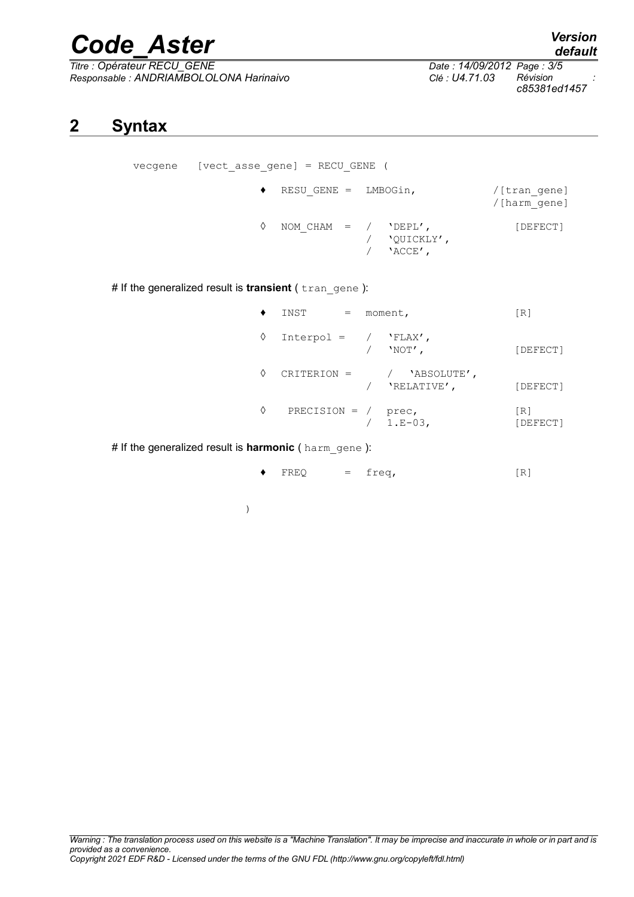## 2 Syntax

```
vecgene   [vect_asse_gene] = RECU_GENE (

            ♦  RESU_GENE =  LMBOGin,              /[tran_gene]
                                                  /[harm_gene]

            ◊  NOM_CHAM  =  /  'DEPL',              [DEFECT]
                            /  'QUICKLY',
                            /  'ACCE',
```

# If the generalized result is **transient** ( tran_gene ):

```
            ♦  INST      =  moment,                [R]

            ◊  Interpol =   /  'FLAX',
                            /  'NOT',               [DEFECT]

            ◊  CRITERION =     /  'ABSOLUTE',
                            /  'RELATIVE',          [DEFECT]

            ◊   PRECISION = /  prec,               [R]
                            /  1.E-03,              [DEFECT]
```

# If the generalized result is **harmonic** ( harm_gene ):

```
            ♦  FREQ      =  freq,                  [R]

         )
```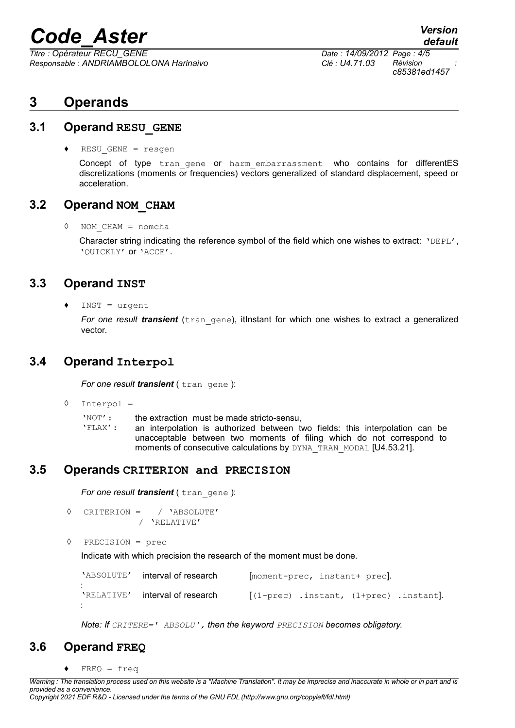# 3 Operands

## 3.1 Operand RESU_GENE

♦ `RESU_GENE = resgen`

Concept of type `tran_gene` or `harm_embarrassment` who contains for differentES discretizations (moments or frequencies) vectors generalized of standard displacement, speed or acceleration.

## 3.2 Operand NOM_CHAM

◊ `NOM_CHAM = nomcha`

Character string indicating the reference symbol of the field which one wishes to extract: `'DEPL'`, `'QUICKLY'` or `'ACCE'`.

## 3.3 Operand INST

♦ `INST = urgent`

*For one result* ***transient*** (`tran_gene`), itInstant for which one wishes to extract a generalized vector.

## 3.4 Operand Interpol

*For one result* ***transient*** ( `tran_gene` ):

◊ `Interpol =`

`'NOT'`: the extraction must be made stricto-sensu,

`'FLAX'`: an interpolation is authorized between two fields: this interpolation can be unacceptable between two moments of filing which do not correspond to moments of consecutive calculations by `DYNA_TRAN_MODAL` [U4.53.21].

## 3.5 Operands CRITERION and PRECISION

*For one result* ***transient*** ( `tran_gene` ):

◊ `CRITERION = / 'ABSOLUTE'`
`/ 'RELATIVE'`

◊ `PRECISION = prec`

Indicate with which precision the research of the moment must be done.

`'ABSOLUTE'` : interval of research `[moment-prec, instant+ prec]`.

`'RELATIVE'` : interval of research `[(1-prec) .instant, (1+prec) .instant]`.

*Note: If `CRITERE=' ABSOLU'`, then the keyword `PRECISION` becomes obligatory.*

## 3.6 Operand FREQ

♦ `FREQ = freq`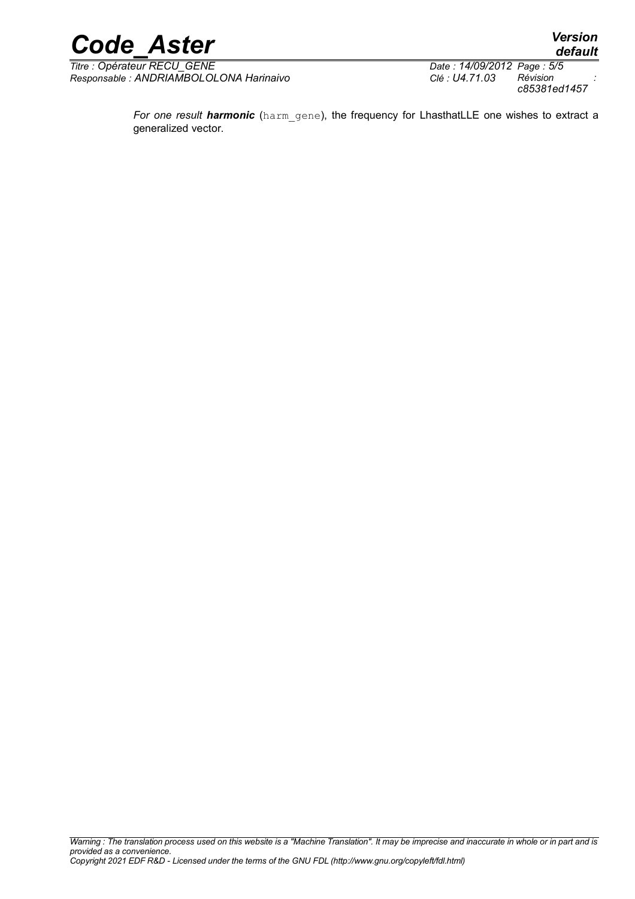*For one result* ***harmonic*** (`harm_gene`), the frequency for LhasthatLLE one wishes to extract a generalized vector.